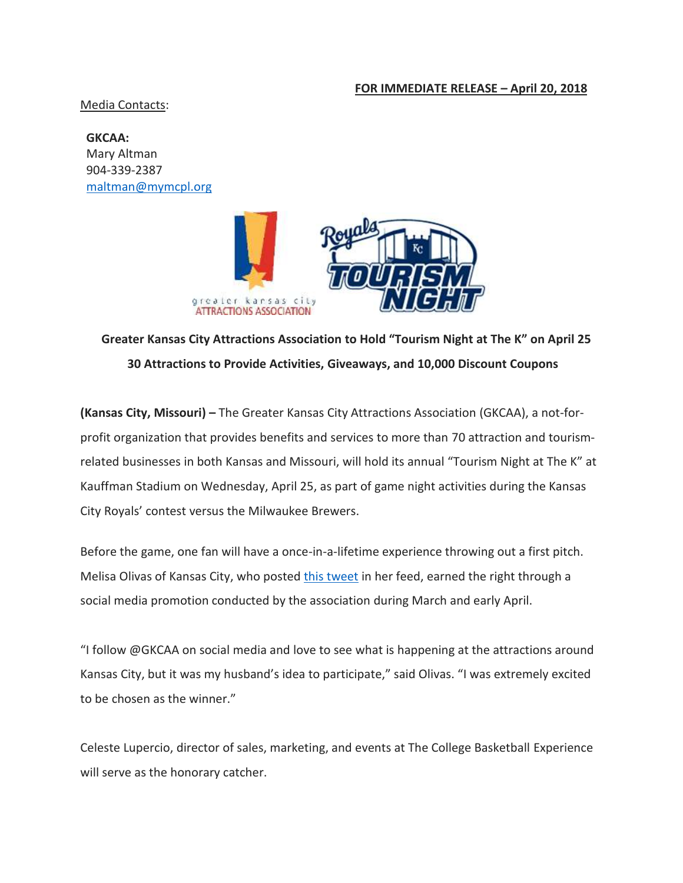**FOR IMMEDIATE RELEASE – April 20, 2018**

Media Contacts:

**GKCAA:**
Mary Altman
904-339-2387
maltman@mymcpl.org

**Greater Kansas City Attractions Association to Hold "Tourism Night at The K" on April 25**

**30 Attractions to Provide Activities, Giveaways, and 10,000 Discount Coupons**

**(Kansas City, Missouri) –** The Greater Kansas City Attractions Association (GKCAA), a not-for-profit organization that provides benefits and services to more than 70 attraction and tourism-related businesses in both Kansas and Missouri, will hold its annual "Tourism Night at The K" at Kauffman Stadium on Wednesday, April 25, as part of game night activities during the Kansas City Royals' contest versus the Milwaukee Brewers.

Before the game, one fan will have a once-in-a-lifetime experience throwing out a first pitch. Melisa Olivas of Kansas City, who posted this tweet in her feed, earned the right through a social media promotion conducted by the association during March and early April.

"I follow @GKCAA on social media and love to see what is happening at the attractions around Kansas City, but it was my husband's idea to participate," said Olivas. "I was extremely excited to be chosen as the winner."

Celeste Lupercio, director of sales, marketing, and events at The College Basketball Experience will serve as the honorary catcher.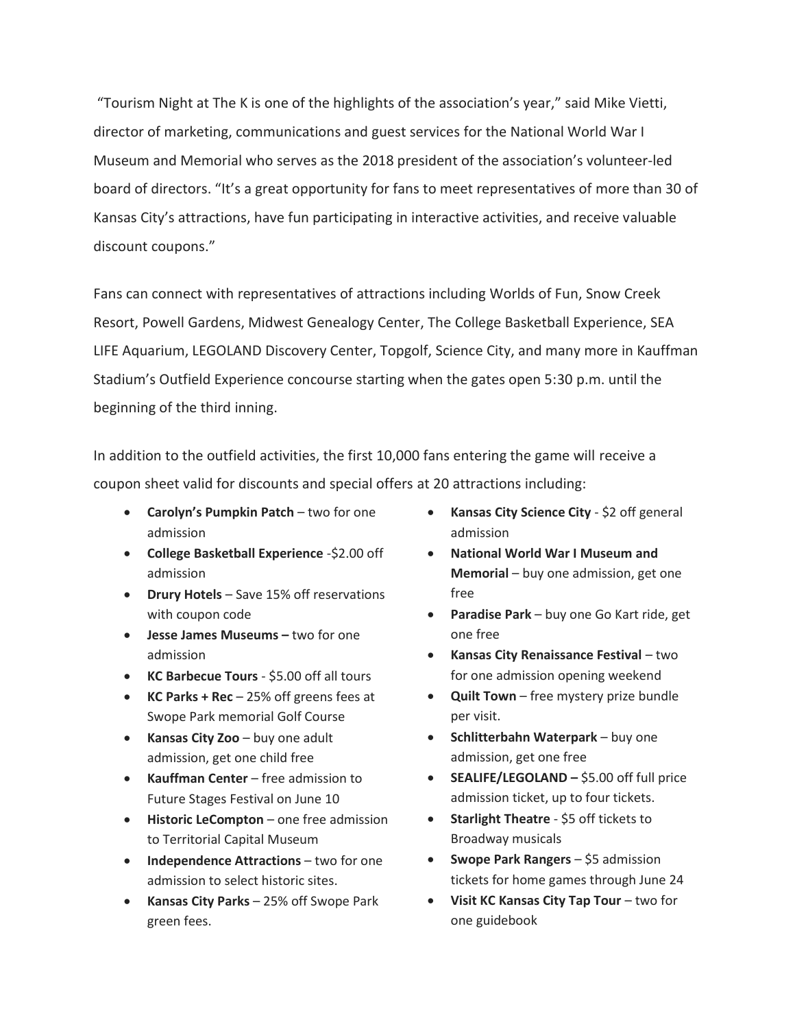"Tourism Night at The K is one of the highlights of the association's year," said Mike Vietti, director of marketing, communications and guest services for the National World War I Museum and Memorial who serves as the 2018 president of the association's volunteer-led board of directors. "It's a great opportunity for fans to meet representatives of more than 30 of Kansas City's attractions, have fun participating in interactive activities, and receive valuable discount coupons."

Fans can connect with representatives of attractions including Worlds of Fun, Snow Creek Resort, Powell Gardens, Midwest Genealogy Center, The College Basketball Experience, SEA LIFE Aquarium, LEGOLAND Discovery Center, Topgolf, Science City, and many more in Kauffman Stadium's Outfield Experience concourse starting when the gates open 5:30 p.m. until the beginning of the third inning.

In addition to the outfield activities, the first 10,000 fans entering the game will receive a coupon sheet valid for discounts and special offers at 20 attractions including:

- **Carolyn's Pumpkin Patch** – two for one admission
- **College Basketball Experience** -$2.00 off admission
- **Drury Hotels** – Save 15% off reservations with coupon code
- **Jesse James Museums –** two for one admission
- **KC Barbecue Tours** - $5.00 off all tours
- **KC Parks + Rec** – 25% off greens fees at Swope Park memorial Golf Course
- **Kansas City Zoo** – buy one adult admission, get one child free
- **Kauffman Center** – free admission to Future Stages Festival on June 10
- **Historic LeCompton** – one free admission to Territorial Capital Museum
- **Independence Attractions** – two for one admission to select historic sites.
- **Kansas City Parks** – 25% off Swope Park green fees.
- **Kansas City Science City** - $2 off general admission
- **National World War I Museum and Memorial** – buy one admission, get one free
- **Paradise Park** – buy one Go Kart ride, get one free
- **Kansas City Renaissance Festival** – two for one admission opening weekend
- **Quilt Town** – free mystery prize bundle per visit.
- **Schlitterbahn Waterpark** – buy one admission, get one free
- **SEALIFE/LEGOLAND –** $5.00 off full price admission ticket, up to four tickets.
- **Starlight Theatre** - $5 off tickets to Broadway musicals
- **Swope Park Rangers** – $5 admission tickets for home games through June 24
- **Visit KC Kansas City Tap Tour** – two for one guidebook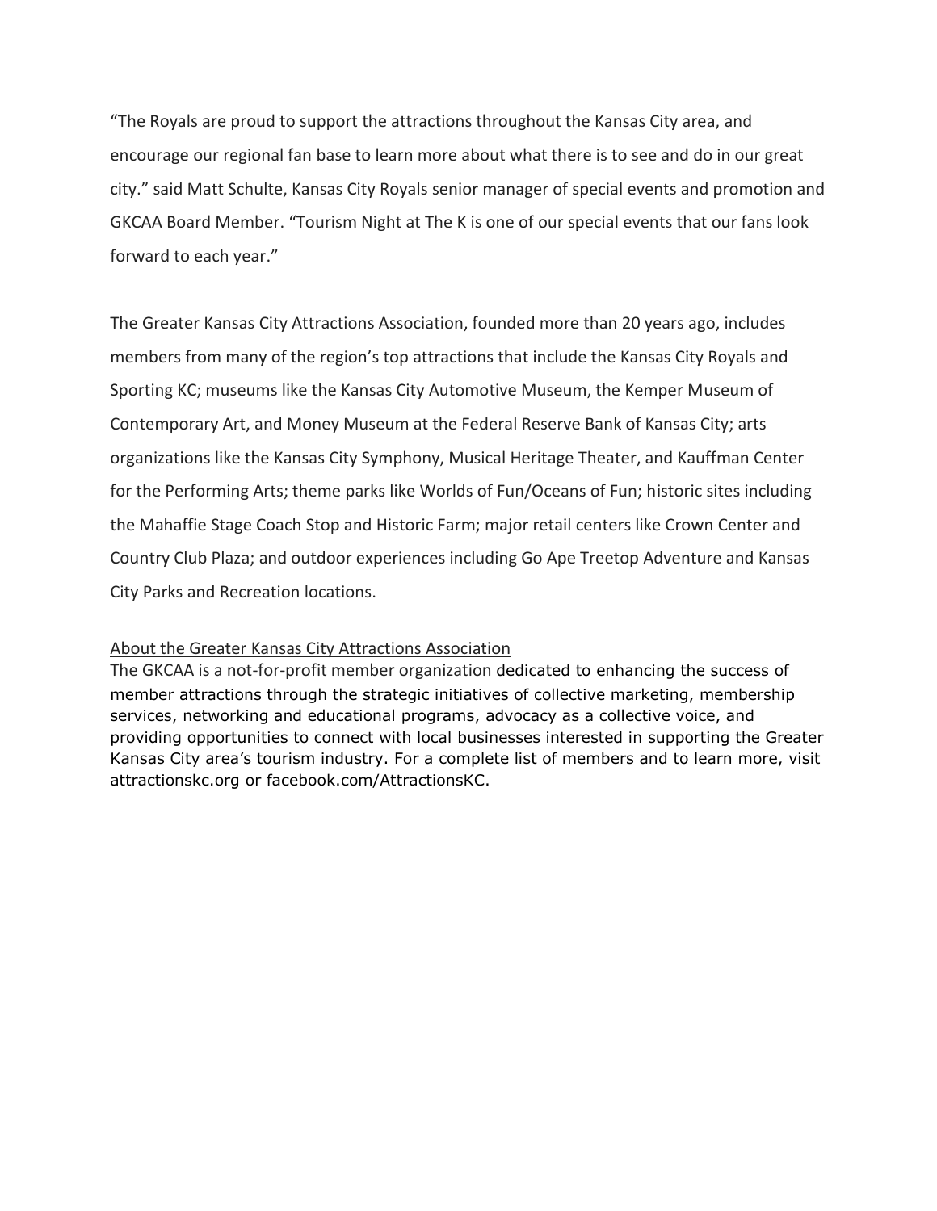"The Royals are proud to support the attractions throughout the Kansas City area, and encourage our regional fan base to learn more about what there is to see and do in our great city." said Matt Schulte, Kansas City Royals senior manager of special events and promotion and GKCAA Board Member. "Tourism Night at The K is one of our special events that our fans look forward to each year."

The Greater Kansas City Attractions Association, founded more than 20 years ago, includes members from many of the region's top attractions that include the Kansas City Royals and Sporting KC; museums like the Kansas City Automotive Museum, the Kemper Museum of Contemporary Art, and Money Museum at the Federal Reserve Bank of Kansas City; arts organizations like the Kansas City Symphony, Musical Heritage Theater, and Kauffman Center for the Performing Arts; theme parks like Worlds of Fun/Oceans of Fun; historic sites including the Mahaffie Stage Coach Stop and Historic Farm; major retail centers like Crown Center and Country Club Plaza; and outdoor experiences including Go Ape Treetop Adventure and Kansas City Parks and Recreation locations.

<u>About the Greater Kansas City Attractions Association</u>

The GKCAA is a not-for-profit member organization dedicated to enhancing the success of member attractions through the strategic initiatives of collective marketing, membership services, networking and educational programs, advocacy as a collective voice, and providing opportunities to connect with local businesses interested in supporting the Greater Kansas City area's tourism industry. For a complete list of members and to learn more, visit attractionskc.org or facebook.com/AttractionsKC.